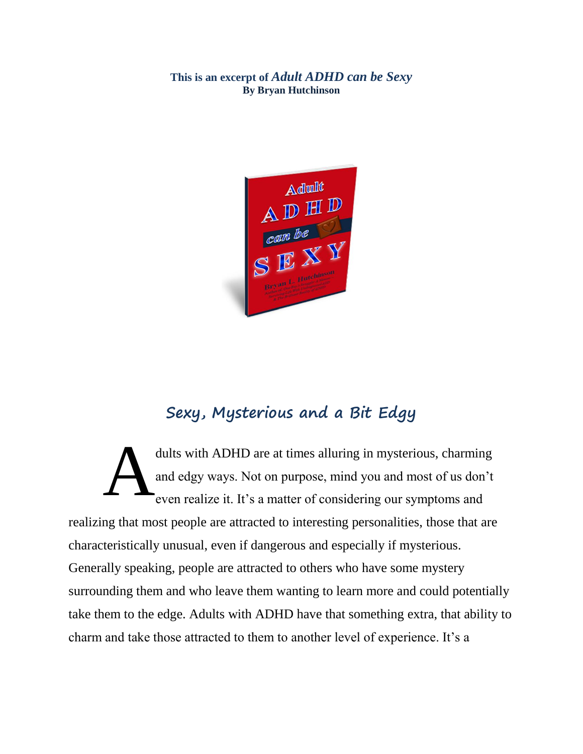**This is an excerpt of *Adult ADHD can be Sexy***
**By Bryan Hutchinson**

## Sexy, Mysterious and a Bit Edgy

Adults with ADHD are at times alluring in mysterious, charming and edgy ways. Not on purpose, mind you and most of us don't even realize it. It's a matter of considering our symptoms and realizing that most people are attracted to interesting personalities, those that are characteristically unusual, even if dangerous and especially if mysterious. Generally speaking, people are attracted to others who have some mystery surrounding them and who leave them wanting to learn more and could potentially take them to the edge. Adults with ADHD have that something extra, that ability to charm and take those attracted to them to another level of experience. It's a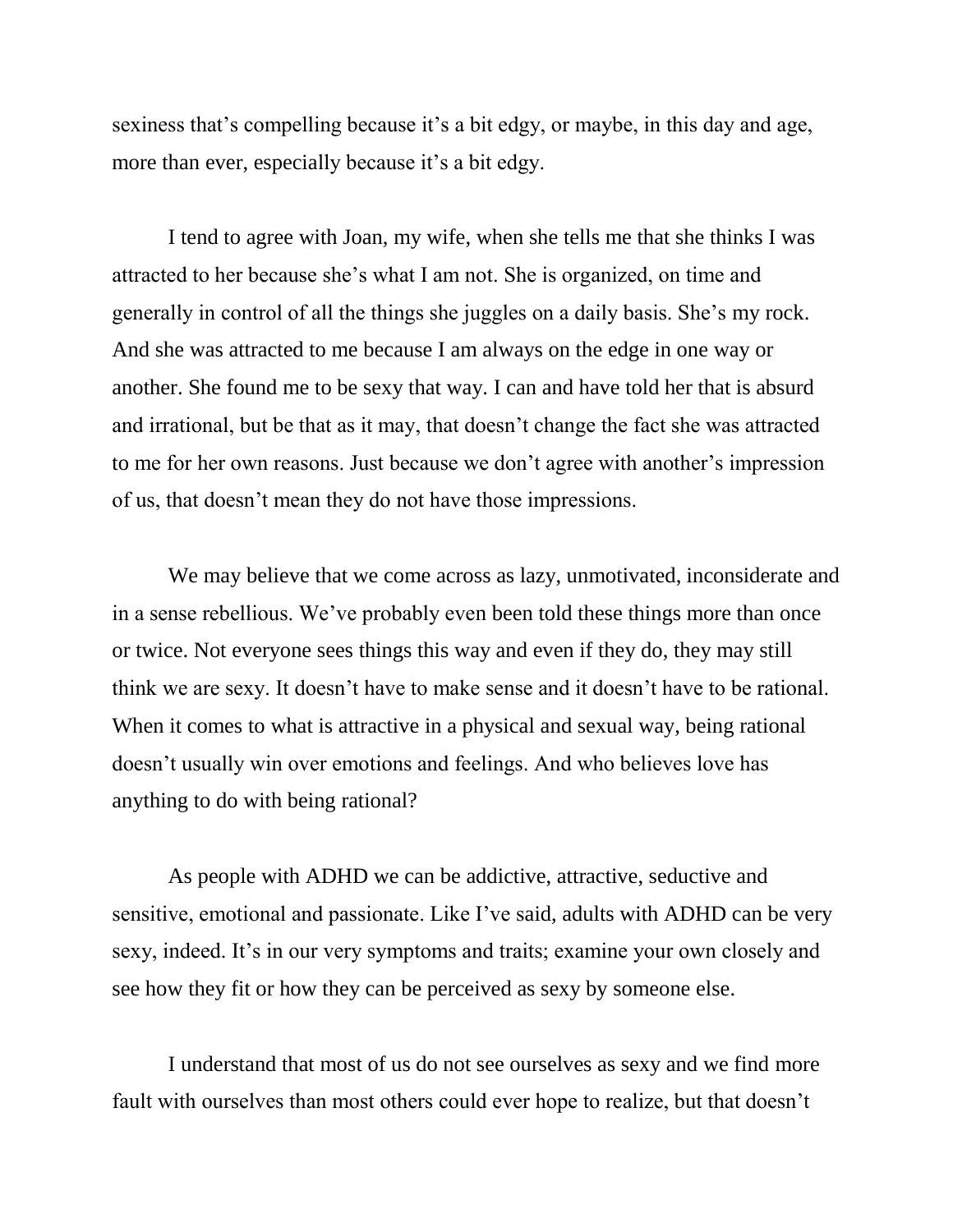sexiness that's compelling because it's a bit edgy, or maybe, in this day and age, more than ever, especially because it's a bit edgy.

I tend to agree with Joan, my wife, when she tells me that she thinks I was attracted to her because she's what I am not. She is organized, on time and generally in control of all the things she juggles on a daily basis. She's my rock. And she was attracted to me because I am always on the edge in one way or another. She found me to be sexy that way. I can and have told her that is absurd and irrational, but be that as it may, that doesn't change the fact she was attracted to me for her own reasons. Just because we don't agree with another's impression of us, that doesn't mean they do not have those impressions.

We may believe that we come across as lazy, unmotivated, inconsiderate and in a sense rebellious. We've probably even been told these things more than once or twice. Not everyone sees things this way and even if they do, they may still think we are sexy. It doesn't have to make sense and it doesn't have to be rational. When it comes to what is attractive in a physical and sexual way, being rational doesn't usually win over emotions and feelings. And who believes love has anything to do with being rational?

As people with ADHD we can be addictive, attractive, seductive and sensitive, emotional and passionate. Like I've said, adults with ADHD can be very sexy, indeed. It's in our very symptoms and traits; examine your own closely and see how they fit or how they can be perceived as sexy by someone else.

I understand that most of us do not see ourselves as sexy and we find more fault with ourselves than most others could ever hope to realize, but that doesn't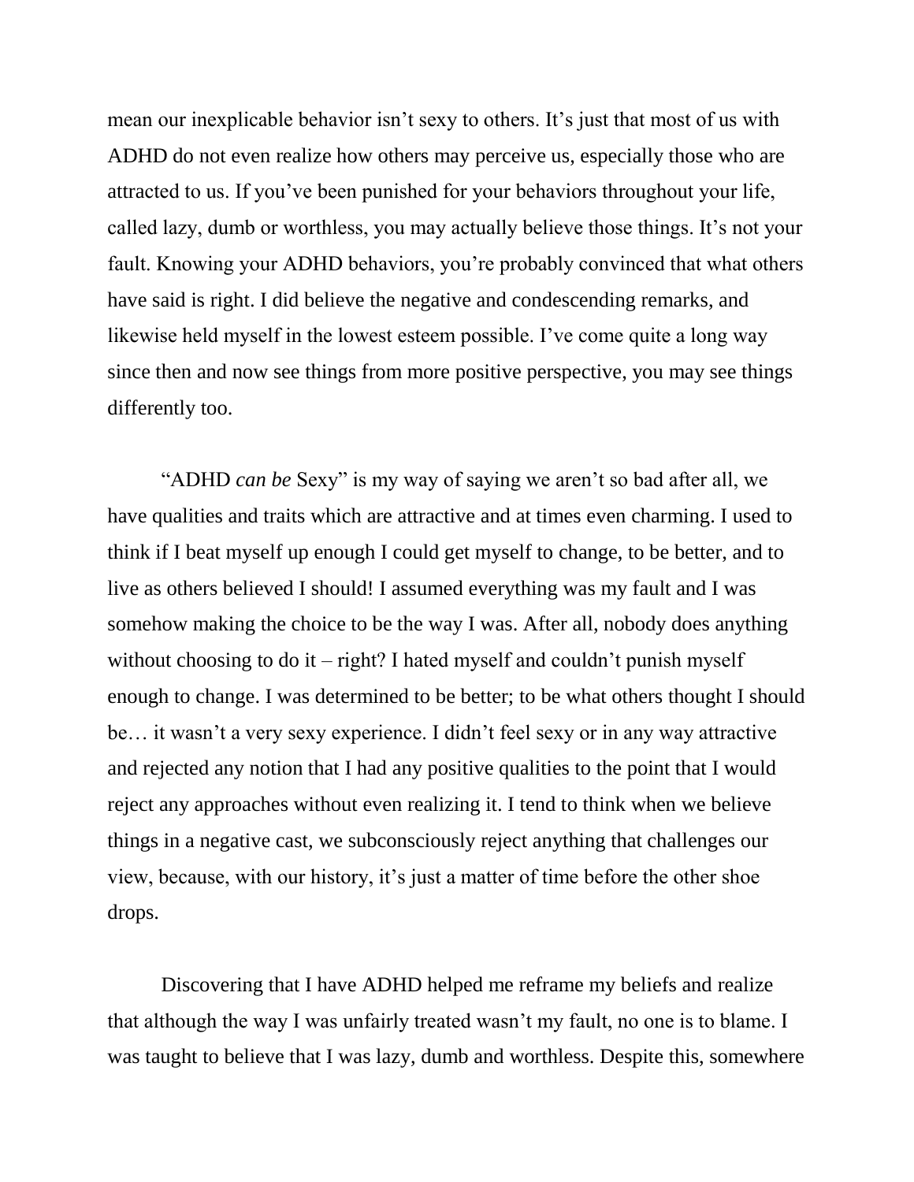mean our inexplicable behavior isn't sexy to others. It's just that most of us with ADHD do not even realize how others may perceive us, especially those who are attracted to us. If you've been punished for your behaviors throughout your life, called lazy, dumb or worthless, you may actually believe those things. It's not your fault. Knowing your ADHD behaviors, you're probably convinced that what others have said is right. I did believe the negative and condescending remarks, and likewise held myself in the lowest esteem possible. I've come quite a long way since then and now see things from more positive perspective, you may see things differently too.

"ADHD *can be* Sexy" is my way of saying we aren't so bad after all, we have qualities and traits which are attractive and at times even charming. I used to think if I beat myself up enough I could get myself to change, to be better, and to live as others believed I should! I assumed everything was my fault and I was somehow making the choice to be the way I was. After all, nobody does anything without choosing to do it – right? I hated myself and couldn't punish myself enough to change. I was determined to be better; to be what others thought I should be… it wasn't a very sexy experience. I didn't feel sexy or in any way attractive and rejected any notion that I had any positive qualities to the point that I would reject any approaches without even realizing it. I tend to think when we believe things in a negative cast, we subconsciously reject anything that challenges our view, because, with our history, it's just a matter of time before the other shoe drops.

Discovering that I have ADHD helped me reframe my beliefs and realize that although the way I was unfairly treated wasn't my fault, no one is to blame. I was taught to believe that I was lazy, dumb and worthless. Despite this, somewhere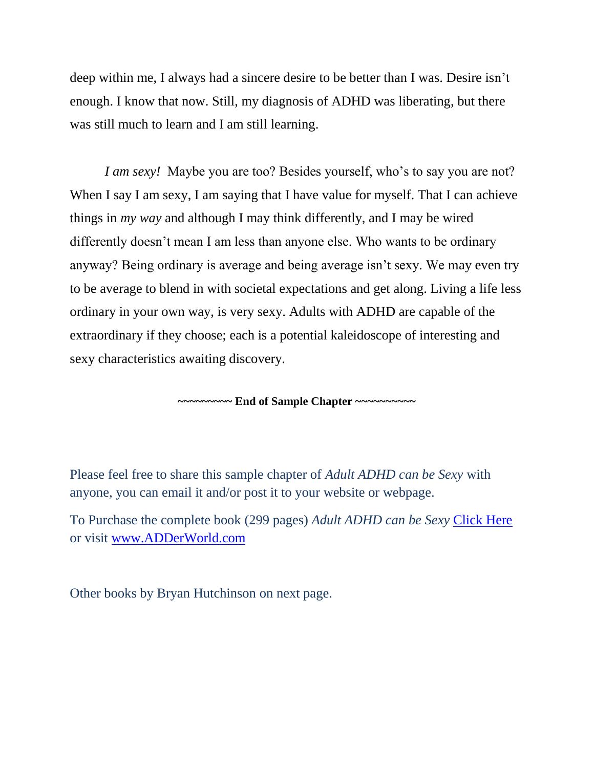deep within me, I always had a sincere desire to be better than I was. Desire isn't enough. I know that now. Still, my diagnosis of ADHD was liberating, but there was still much to learn and I am still learning.

*I am sexy!* Maybe you are too? Besides yourself, who's to say you are not? When I say I am sexy, I am saying that I have value for myself. That I can achieve things in *my way* and although I may think differently, and I may be wired differently doesn't mean I am less than anyone else. Who wants to be ordinary anyway? Being ordinary is average and being average isn't sexy. We may even try to be average to blend in with societal expectations and get along. Living a life less ordinary in your own way, is very sexy. Adults with ADHD are capable of the extraordinary if they choose; each is a potential kaleidoscope of interesting and sexy characteristics awaiting discovery.

~~~~~~~~~ **End of Sample Chapter** ~~~~~~~~~~

Please feel free to share this sample chapter of *Adult ADHD can be Sexy* with anyone, you can email it and/or post it to your website or webpage.

To Purchase the complete book (299 pages) *Adult ADHD can be Sexy* Click Here or visit www.ADDerWorld.com

Other books by Bryan Hutchinson on next page.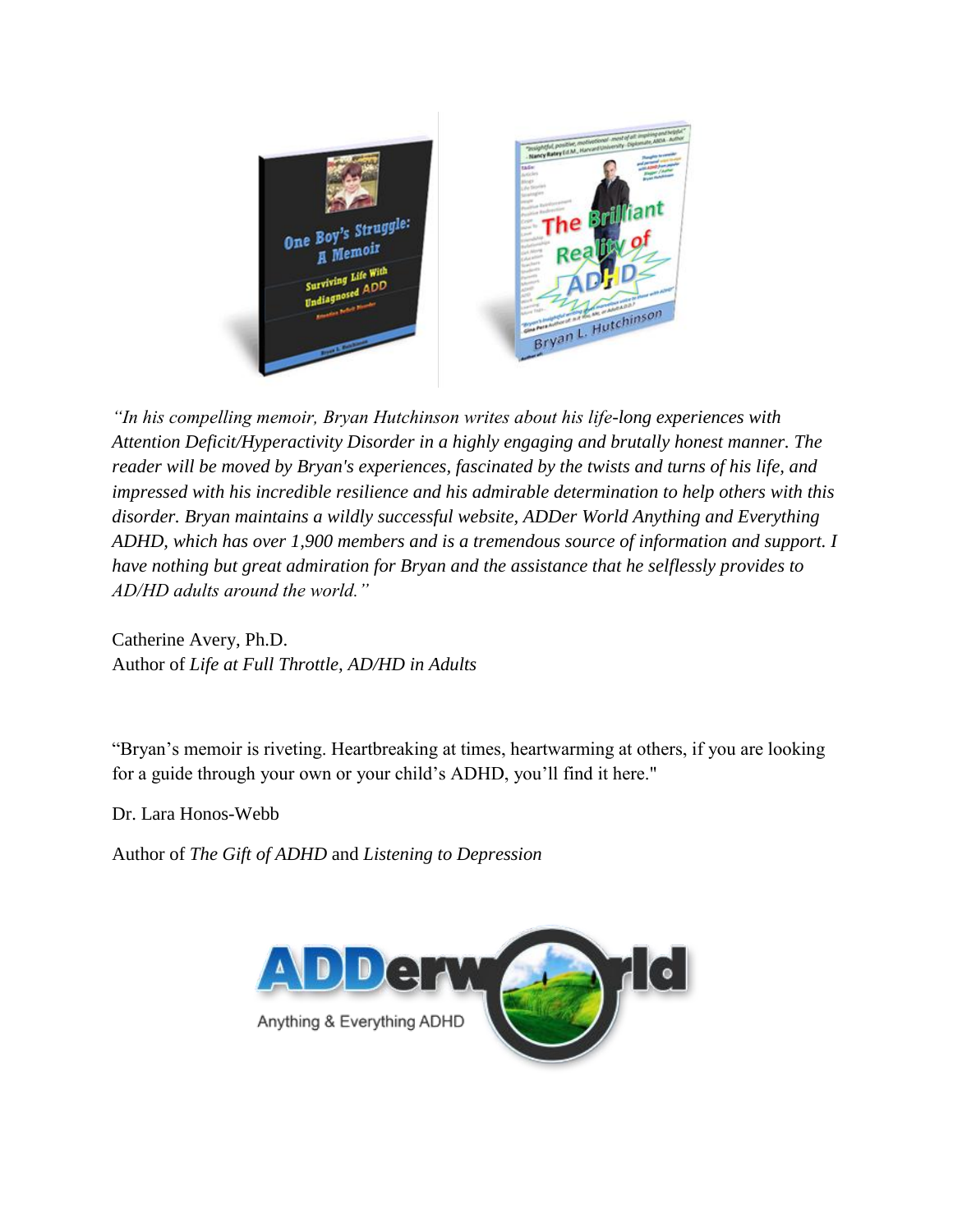*"In his compelling memoir, Bryan Hutchinson writes about his life-long experiences with Attention Deficit/Hyperactivity Disorder in a highly engaging and brutally honest manner. The reader will be moved by Bryan's experiences, fascinated by the twists and turns of his life, and impressed with his incredible resilience and his admirable determination to help others with this disorder. Bryan maintains a wildly successful website, ADDer World Anything and Everything ADHD, which has over 1,900 members and is a tremendous source of information and support. I have nothing but great admiration for Bryan and the assistance that he selflessly provides to AD/HD adults around the world."*

Catherine Avery, Ph.D.
Author of *Life at Full Throttle, AD/HD in Adults*

"Bryan's memoir is riveting. Heartbreaking at times, heartwarming at others, if you are looking for a guide through your own or your child's ADHD, you'll find it here."

Dr. Lara Honos-Webb

Author of *The Gift of ADHD* and *Listening to Depression*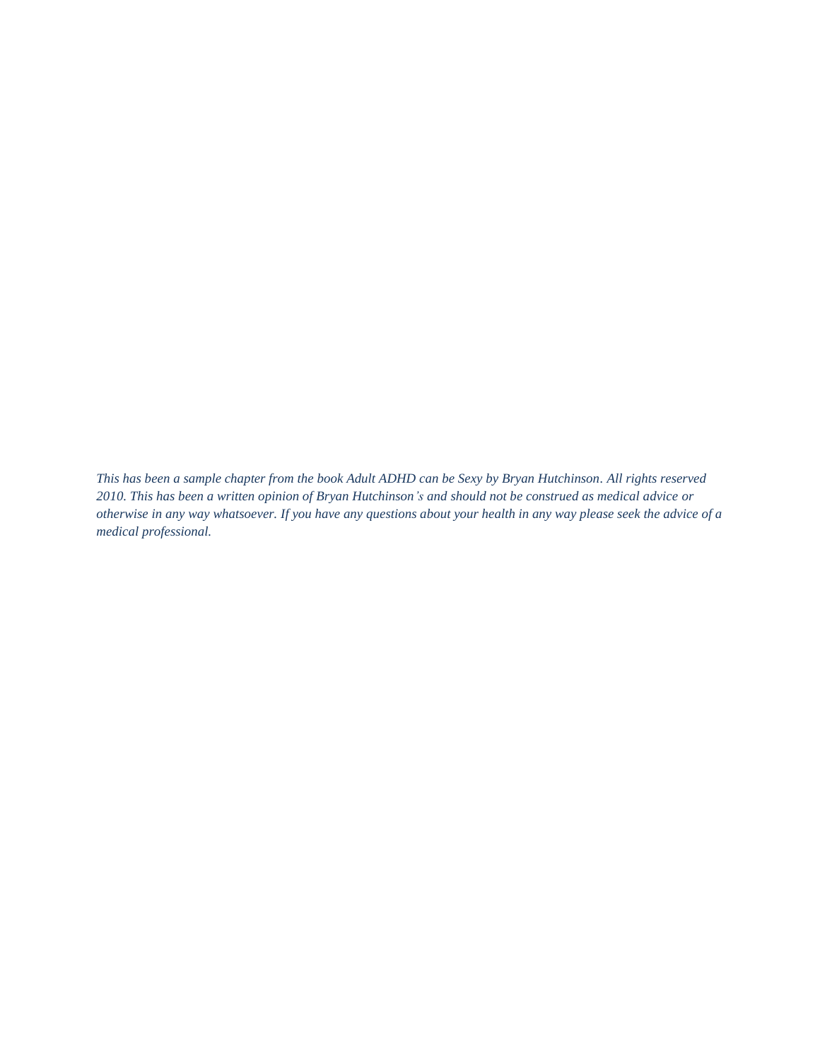*This has been a sample chapter from the book Adult ADHD can be Sexy by Bryan Hutchinson. All rights reserved 2010. This has been a written opinion of Bryan Hutchinson's and should not be construed as medical advice or otherwise in any way whatsoever. If you have any questions about your health in any way please seek the advice of a medical professional.*